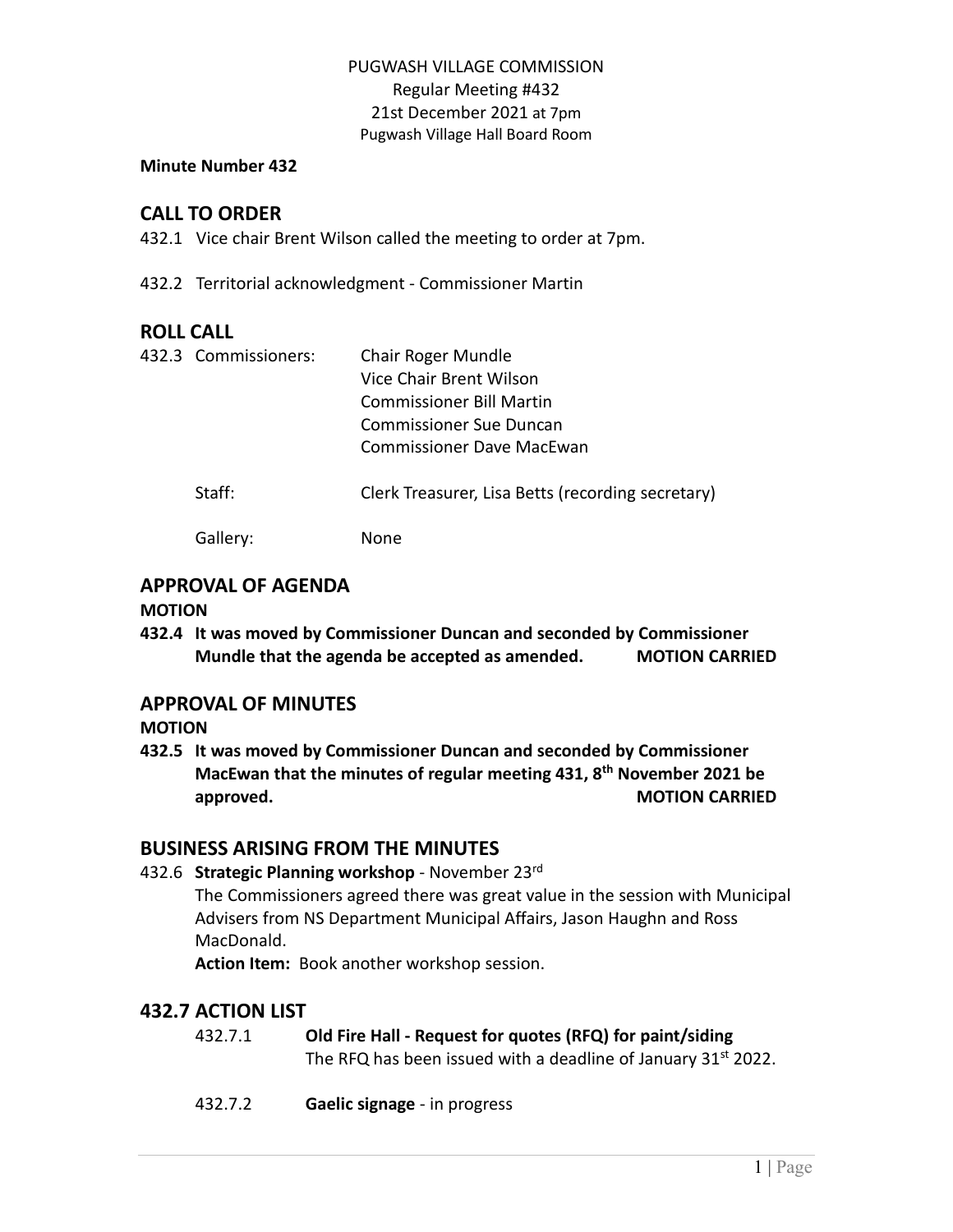PUGWASH VILLAGE COMMISSION
Regular Meeting #432
21st December 2021 at 7pm
Pugwash Village Hall Board Room

**Minute Number 432**

## CALL TO ORDER

432.1 Vice chair Brent Wilson called the meeting to order at 7pm.

432.2 Territorial acknowledgment - Commissioner Martin

## ROLL CALL

432.3 Commissioners: Chair Roger Mundle
Vice Chair Brent Wilson
Commissioner Bill Martin
Commissioner Sue Duncan
Commissioner Dave MacEwan

Staff: Clerk Treasurer, Lisa Betts (recording secretary)

Gallery: None

## APPROVAL OF AGENDA

**MOTION**

**432.4 It was moved by Commissioner Duncan and seconded by Commissioner Mundle that the agenda be accepted as amended. MOTION CARRIED**

## APPROVAL OF MINUTES

**MOTION**

**432.5 It was moved by Commissioner Duncan and seconded by Commissioner MacEwan that the minutes of regular meeting 431, 8th November 2021 be approved. MOTION CARRIED**

## BUSINESS ARISING FROM THE MINUTES

432.6 **Strategic Planning workshop** - November 23rd
The Commissioners agreed there was great value in the session with Municipal Advisers from NS Department Municipal Affairs, Jason Haughn and Ross MacDonald.
**Action Item:** Book another workshop session.

## 432.7 ACTION LIST

432.7.1 **Old Fire Hall - Request for quotes (RFQ) for paint/siding**
The RFQ has been issued with a deadline of January 31st 2022.

432.7.2 **Gaelic signage** - in progress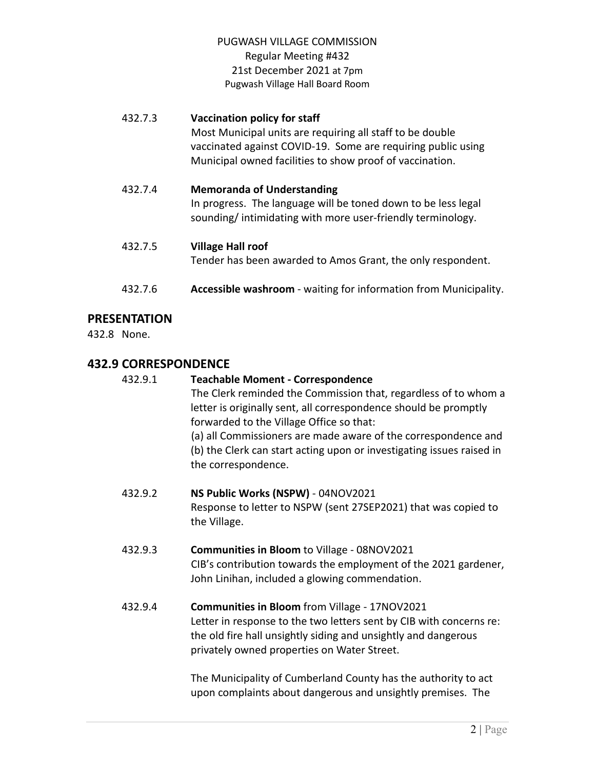PUGWASH VILLAGE COMMISSION
Regular Meeting #432
21st December 2021 at 7pm
Pugwash Village Hall Board Room

432.7.3 **Vaccination policy for staff**
Most Municipal units are requiring all staff to be double vaccinated against COVID-19. Some are requiring public using Municipal owned facilities to show proof of vaccination.

432.7.4 **Memoranda of Understanding**
In progress. The language will be toned down to be less legal sounding/ intimidating with more user-friendly terminology.

432.7.5 **Village Hall roof**
Tender has been awarded to Amos Grant, the only respondent.

432.7.6 **Accessible washroom** - waiting for information from Municipality.

## PRESENTATION

432.8 None.

## 432.9 CORRESPONDENCE

432.9.1 **Teachable Moment - Correspondence**
The Clerk reminded the Commission that, regardless of to whom a letter is originally sent, all correspondence should be promptly forwarded to the Village Office so that:
(a) all Commissioners are made aware of the correspondence and
(b) the Clerk can start acting upon or investigating issues raised in the correspondence.

432.9.2 **NS Public Works (NSPW)** - 04NOV2021
Response to letter to NSPW (sent 27SEP2021) that was copied to the Village.

432.9.3 **Communities in Bloom** to Village - 08NOV2021
CIB's contribution towards the employment of the 2021 gardener, John Linihan, included a glowing commendation.

432.9.4 **Communities in Bloom** from Village - 17NOV2021
Letter in response to the two letters sent by CIB with concerns re: the old fire hall unsightly siding and unsightly and dangerous privately owned properties on Water Street.

The Municipality of Cumberland County has the authority to act upon complaints about dangerous and unsightly premises. The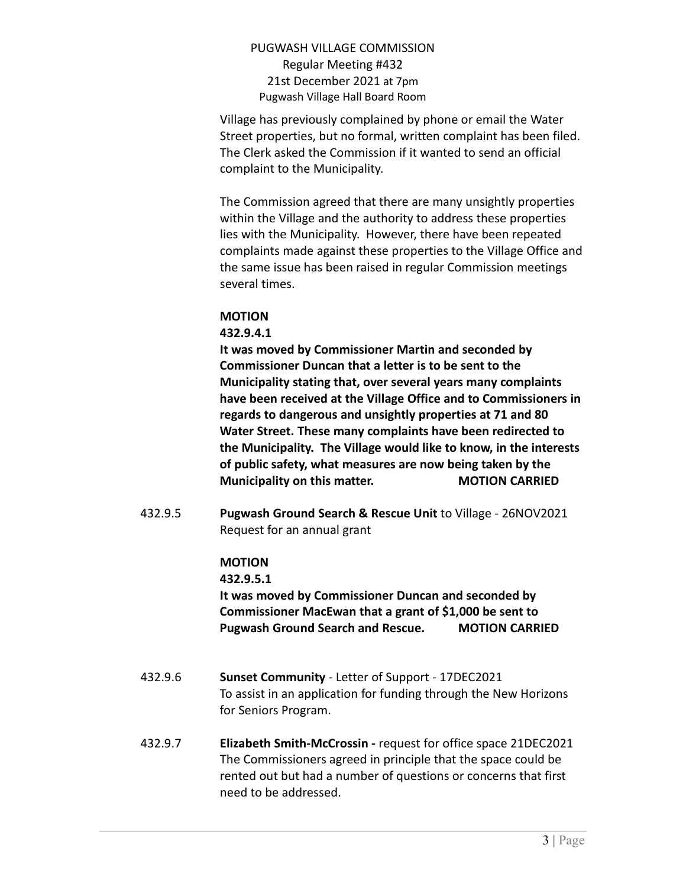Village has previously complained by phone or email the Water Street properties, but no formal, written complaint has been filed. The Clerk asked the Commission if it wanted to send an official complaint to the Municipality.

The Commission agreed that there are many unsightly properties within the Village and the authority to address these properties lies with the Municipality. However, there have been repeated complaints made against these properties to the Village Office and the same issue has been raised in regular Commission meetings several times.

**MOTION**

**432.9.4.1**

**It was moved by Commissioner Martin and seconded by Commissioner Duncan that a letter is to be sent to the Municipality stating that, over several years many complaints have been received at the Village Office and to Commissioners in regards to dangerous and unsightly properties at 71 and 80 Water Street. These many complaints have been redirected to the Municipality. The Village would like to know, in the interests of public safety, what measures are now being taken by the Municipality on this matter. MOTION CARRIED**

432.9.5 **Pugwash Ground Search & Rescue Unit** to Village - 26NOV2021
Request for an annual grant

**MOTION**

**432.9.5.1**

**It was moved by Commissioner Duncan and seconded by Commissioner MacEwan that a grant of $1,000 be sent to Pugwash Ground Search and Rescue. MOTION CARRIED**

432.9.6 **Sunset Community** - Letter of Support - 17DEC2021
To assist in an application for funding through the New Horizons for Seniors Program.

432.9.7 **Elizabeth Smith-McCrossin -** request for office space 21DEC2021
The Commissioners agreed in principle that the space could be rented out but had a number of questions or concerns that first need to be addressed.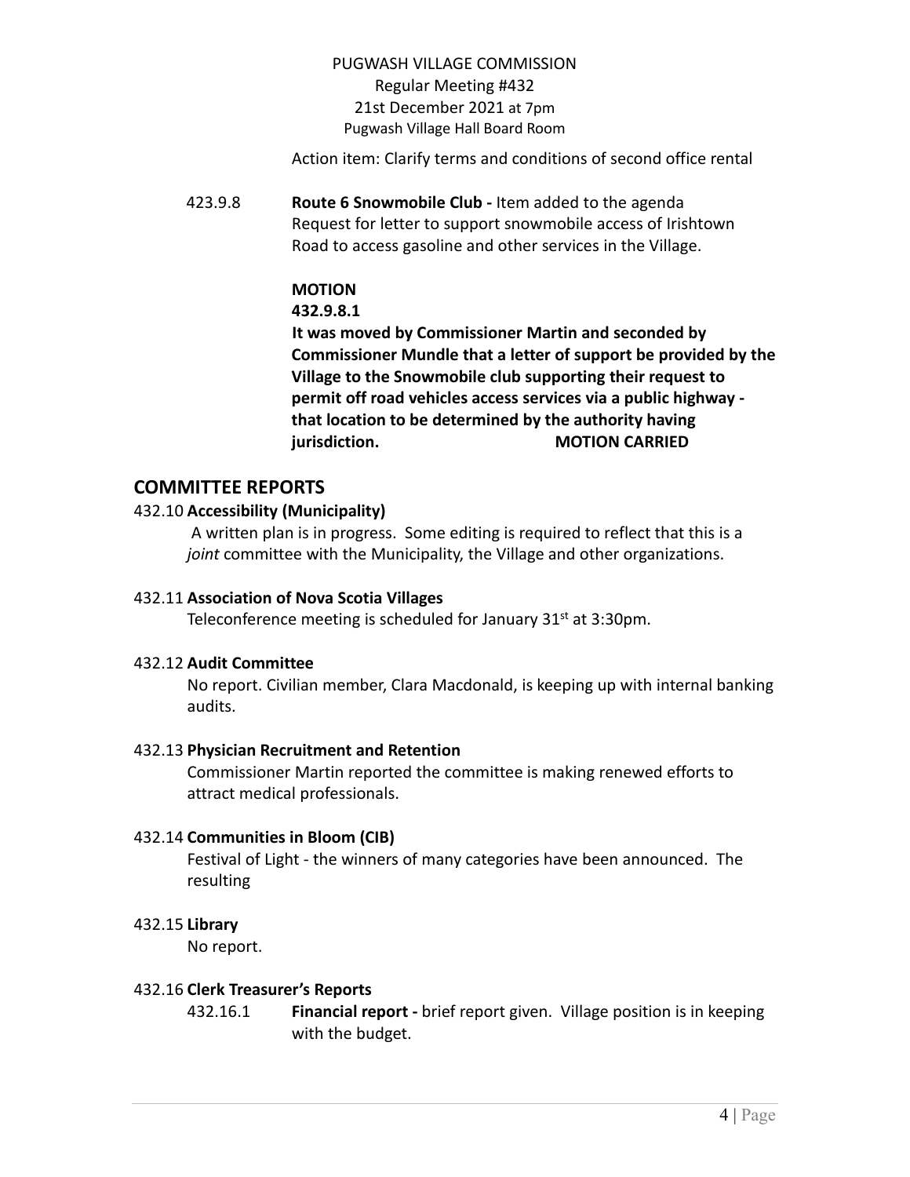Action item: Clarify terms and conditions of second office rental

423.9.8 **Route 6 Snowmobile Club -** Item added to the agenda
Request for letter to support snowmobile access of Irishtown Road to access gasoline and other services in the Village.

**MOTION**

**432.9.8.1**

**It was moved by Commissioner Martin and seconded by Commissioner Mundle that a letter of support be provided by the Village to the Snowmobile club supporting their request to permit off road vehicles access services via a public highway - that location to be determined by the authority having jurisdiction. MOTION CARRIED**

## COMMITTEE REPORTS

### 432.10 Accessibility (Municipality)

A written plan is in progress. Some editing is required to reflect that this is a *joint* committee with the Municipality, the Village and other organizations.

### 432.11 Association of Nova Scotia Villages

Teleconference meeting is scheduled for January 31st at 3:30pm.

### 432.12 Audit Committee

No report. Civilian member, Clara Macdonald, is keeping up with internal banking audits.

### 432.13 Physician Recruitment and Retention

Commissioner Martin reported the committee is making renewed efforts to attract medical professionals.

### 432.14 Communities in Bloom (CIB)

Festival of Light - the winners of many categories have been announced. The resulting

### 432.15 Library

No report.

### 432.16 Clerk Treasurer's Reports

432.16.1 **Financial report -** brief report given. Village position is in keeping with the budget.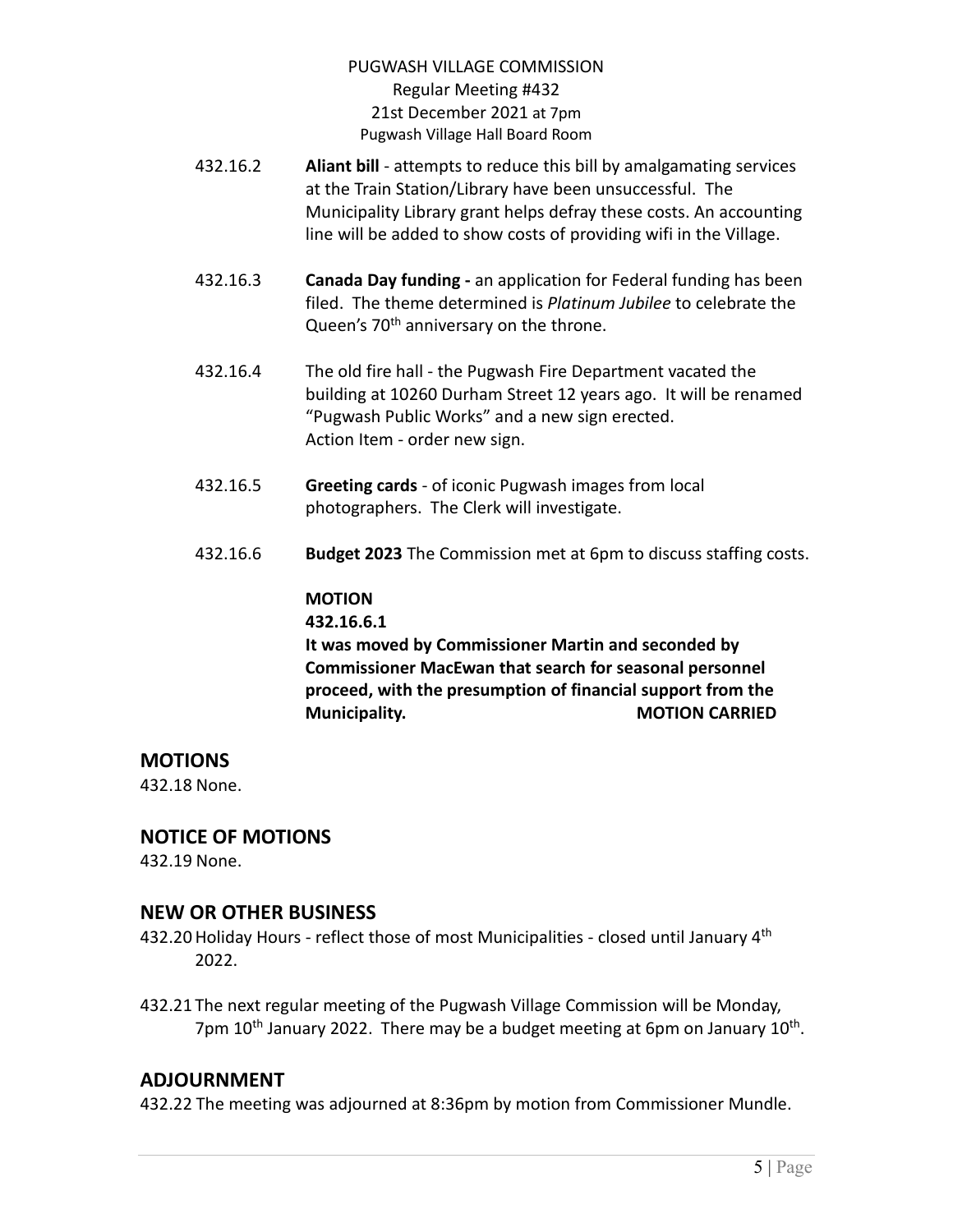432.16.2 **Aliant bill** - attempts to reduce this bill by amalgamating services at the Train Station/Library have been unsuccessful. The Municipality Library grant helps defray these costs. An accounting line will be added to show costs of providing wifi in the Village.

432.16.3 **Canada Day funding -** an application for Federal funding has been filed. The theme determined is *Platinum Jubilee* to celebrate the Queen's 70th anniversary on the throne.

432.16.4 The old fire hall - the Pugwash Fire Department vacated the building at 10260 Durham Street 12 years ago. It will be renamed "Pugwash Public Works" and a new sign erected.
Action Item - order new sign.

432.16.5 **Greeting cards** - of iconic Pugwash images from local photographers. The Clerk will investigate.

432.16.6 **Budget 2023** The Commission met at 6pm to discuss staffing costs.

**MOTION**
**432.16.6.1**
**It was moved by Commissioner Martin and seconded by Commissioner MacEwan that search for seasonal personnel proceed, with the presumption of financial support from the Municipality. MOTION CARRIED**

## MOTIONS

432.18 None.

## NOTICE OF MOTIONS

432.19 None.

## NEW OR OTHER BUSINESS

432.20 Holiday Hours - reflect those of most Municipalities - closed until January 4th 2022.

432.21 The next regular meeting of the Pugwash Village Commission will be Monday, 7pm 10th January 2022. There may be a budget meeting at 6pm on January 10th.

## ADJOURNMENT

432.22 The meeting was adjourned at 8:36pm by motion from Commissioner Mundle.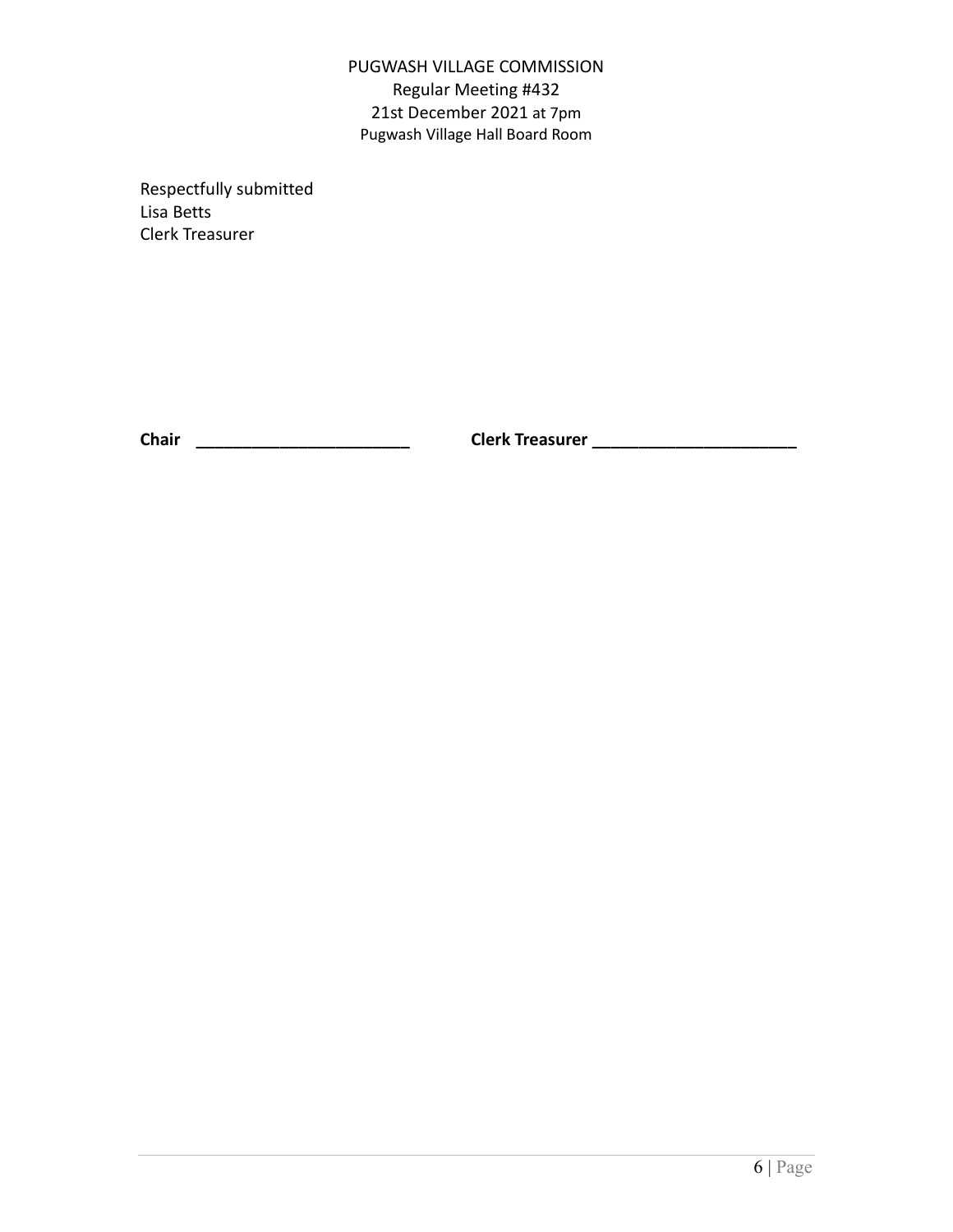Respectfully submitted
Lisa Betts
Clerk Treasurer

**Chair \_\_\_\_\_\_\_\_\_\_\_\_\_\_\_\_\_\_\_\_\_\_\_\_** **Clerk Treasurer \_\_\_\_\_\_\_\_\_\_\_\_\_\_\_\_\_\_\_\_\_\_\_**